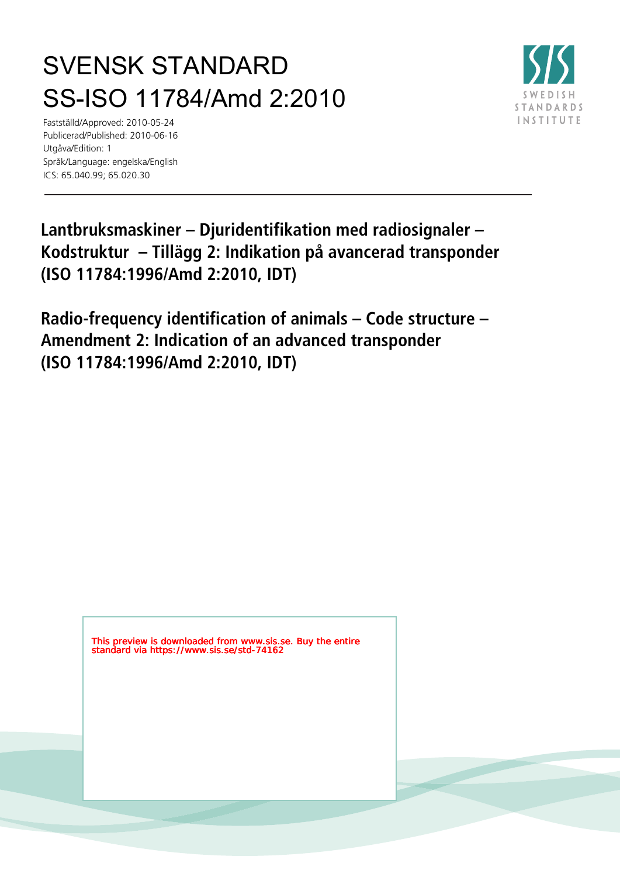# SVENSK STANDARD
# SS-ISO 11784/Amd 2:2010

Fastställd/Approved: 2010-05-24
Publicerad/Published: 2010-06-16
Utgåva/Edition: 1
Språk/Language: engelska/English
ICS: 65.040.99; 65.020.30

SWEDISH STANDARDS INSTITUTE

## Lantbruksmaskiner – Djuridentifikation med radiosignaler – Kodstruktur – Tillägg 2: Indikation på avancerad transponder (ISO 11784:1996/Amd 2:2010, IDT)

## Radio-frequency identification of animals – Code structure – Amendment 2: Indication of an advanced transponder (ISO 11784:1996/Amd 2:2010, IDT)

This preview is downloaded from www.sis.se. Buy the entire standard via https://www.sis.se/std-74162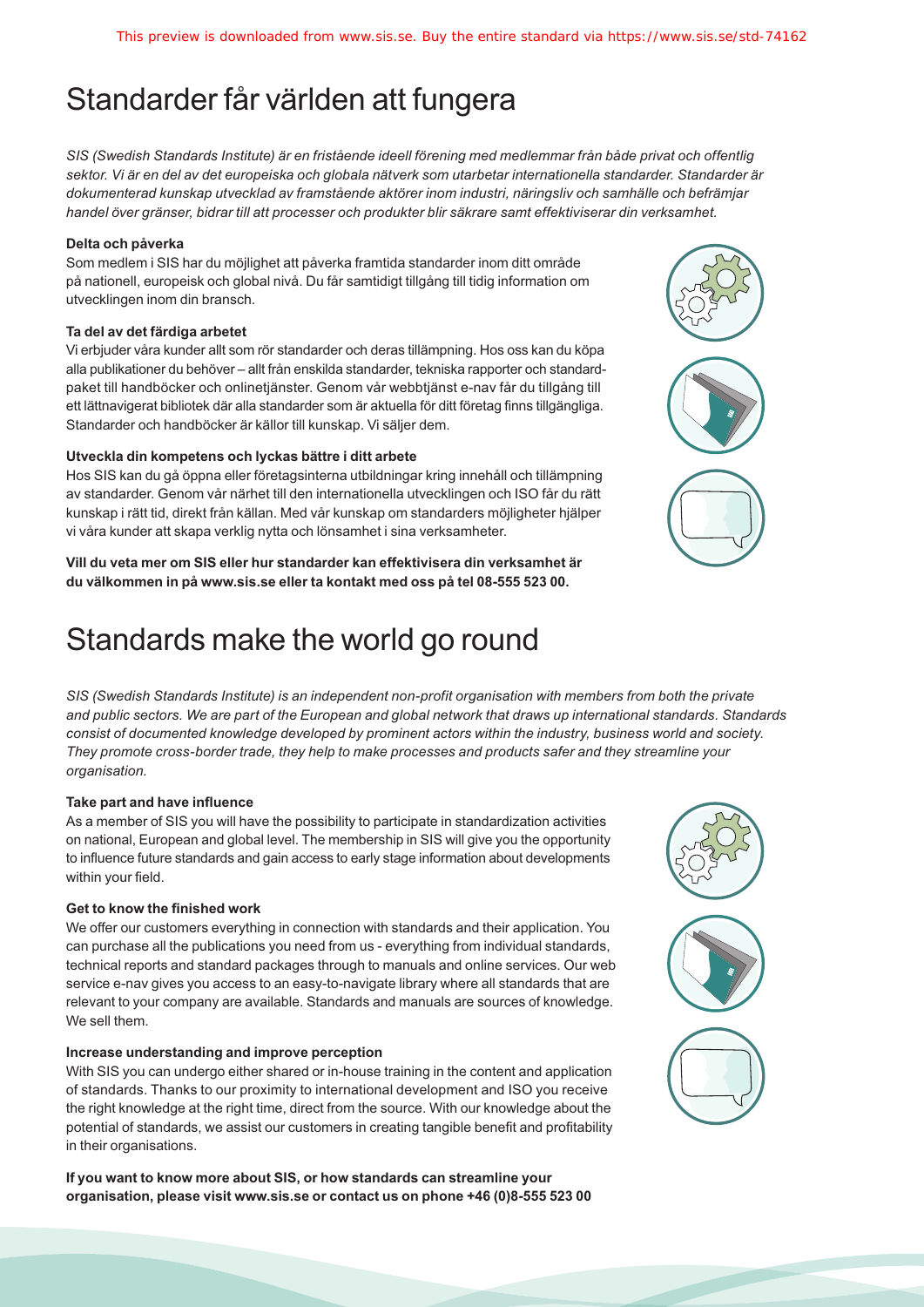# Standarder får världen att fungera

*SIS (Swedish Standards Institute) är en fristående ideell förening med medlemmar från både privat och offentlig sektor. Vi är en del av det europeiska och globala nätverk som utarbetar internationella standarder. Standarder är dokumenterad kunskap utvecklad av framstående aktörer inom industri, näringsliv och samhälle och befrämjar handel över gränser, bidrar till att processer och produkter blir säkrare samt effektiviserar din verksamhet.*

**Delta och påverka**

Som medlem i SIS har du möjlighet att påverka framtida standarder inom ditt område på nationell, europeisk och global nivå. Du får samtidigt tillgång till tidig information om utvecklingen inom din bransch.

**Ta del av det färdiga arbetet**

Vi erbjuder våra kunder allt som rör standarder och deras tillämpning. Hos oss kan du köpa alla publikationer du behöver – allt från enskilda standarder, tekniska rapporter och standardpaket till handböcker och onlinetjänster. Genom vår webbtjänst e-nav får du tillgång till ett lättnavigerat bibliotek där alla standarder som är aktuella för ditt företag finns tillgängliga. Standarder och handböcker är källor till kunskap. Vi säljer dem.

**Utveckla din kompetens och lyckas bättre i ditt arbete**

Hos SIS kan du gå öppna eller företagsinterna utbildningar kring innehåll och tillämpning av standarder. Genom vår närhet till den internationella utvecklingen och ISO får du rätt kunskap i rätt tid, direkt från källan. Med vår kunskap om standarders möjligheter hjälper vi våra kunder att skapa verklig nytta och lönsamhet i sina verksamheter.

**Vill du veta mer om SIS eller hur standarder kan effektivisera din verksamhet är du välkommen in på www.sis.se eller ta kontakt med oss på tel 08-555 523 00.**

# Standards make the world go round

*SIS (Swedish Standards Institute) is an independent non-profit organisation with members from both the private and public sectors. We are part of the European and global network that draws up international standards. Standards consist of documented knowledge developed by prominent actors within the industry, business world and society. They promote cross-border trade, they help to make processes and products safer and they streamline your organisation.*

**Take part and have influence**

As a member of SIS you will have the possibility to participate in standardization activities on national, European and global level. The membership in SIS will give you the opportunity to influence future standards and gain access to early stage information about developments within your field.

**Get to know the finished work**

We offer our customers everything in connection with standards and their application. You can purchase all the publications you need from us - everything from individual standards, technical reports and standard packages through to manuals and online services. Our web service e-nav gives you access to an easy-to-navigate library where all standards that are relevant to your company are available. Standards and manuals are sources of knowledge. We sell them.

**Increase understanding and improve perception**

With SIS you can undergo either shared or in-house training in the content and application of standards. Thanks to our proximity to international development and ISO you receive the right knowledge at the right time, direct from the source. With our knowledge about the potential of standards, we assist our customers in creating tangible benefit and profitability in their organisations.

**If you want to know more about SIS, or how standards can streamline your organisation, please visit www.sis.se or contact us on phone +46 (0)8-555 523 00**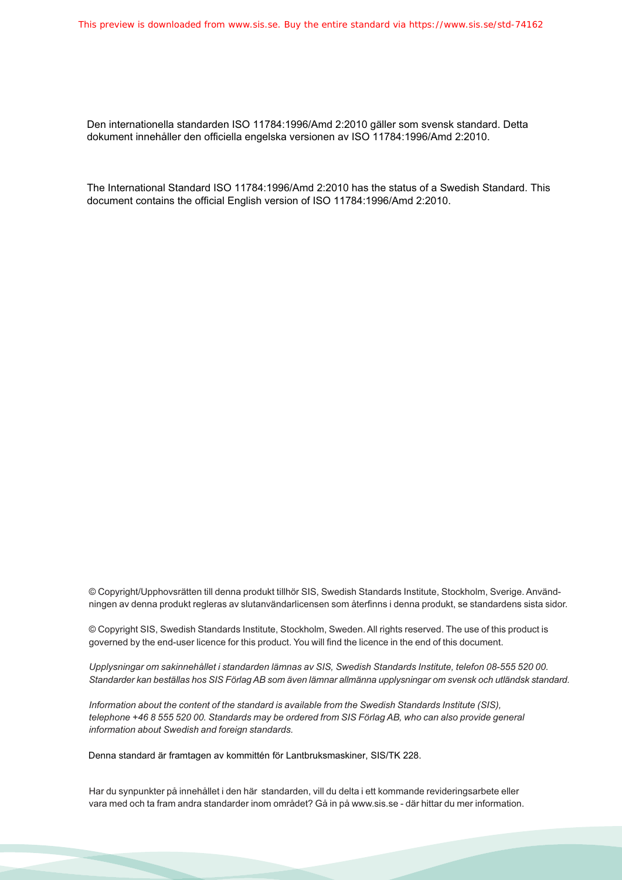Den internationella standarden ISO 11784:1996/Amd 2:2010 gäller som svensk standard. Detta dokument innehåller den officiella engelska versionen av ISO 11784:1996/Amd 2:2010.

The International Standard ISO 11784:1996/Amd 2:2010 has the status of a Swedish Standard. This document contains the official English version of ISO 11784:1996/Amd 2:2010.

© Copyright/Upphovsrätten till denna produkt tillhör SIS, Swedish Standards Institute, Stockholm, Sverige. Användningen av denna produkt regleras av slutanvändarlicensen som återfinns i denna produkt, se standardens sista sidor.

© Copyright SIS, Swedish Standards Institute, Stockholm, Sweden. All rights reserved. The use of this product is governed by the end-user licence for this product. You will find the licence in the end of this document.

*Upplysningar om sakinnehållet i standarden lämnas av SIS, Swedish Standards Institute, telefon 08-555 520 00. Standarder kan beställas hos SIS Förlag AB som även lämnar allmänna upplysningar om svensk och utländsk standard.*

*Information about the content of the standard is available from the Swedish Standards Institute (SIS), telephone +46 8 555 520 00. Standards may be ordered from SIS Förlag AB, who can also provide general information about Swedish and foreign standards.*

Denna standard är framtagen av kommittén för Lantbruksmaskiner, SIS/TK 228.

Har du synpunkter på innehållet i den här standarden, vill du delta i ett kommande revideringsarbete eller vara med och ta fram andra standarder inom området? Gå in på www.sis.se - där hittar du mer information.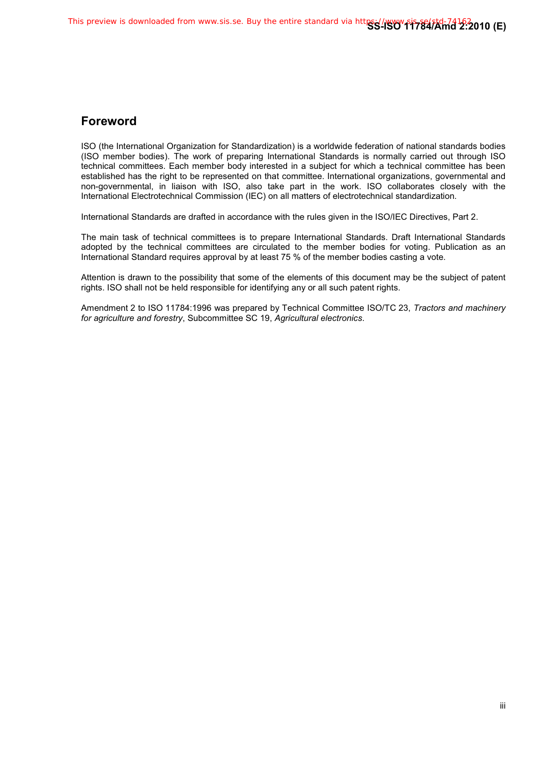## Foreword

ISO (the International Organization for Standardization) is a worldwide federation of national standards bodies (ISO member bodies). The work of preparing International Standards is normally carried out through ISO technical committees. Each member body interested in a subject for which a technical committee has been established has the right to be represented on that committee. International organizations, governmental and non-governmental, in liaison with ISO, also take part in the work. ISO collaborates closely with the International Electrotechnical Commission (IEC) on all matters of electrotechnical standardization.

International Standards are drafted in accordance with the rules given in the ISO/IEC Directives, Part 2.

The main task of technical committees is to prepare International Standards. Draft International Standards adopted by the technical committees are circulated to the member bodies for voting. Publication as an International Standard requires approval by at least 75 % of the member bodies casting a vote.

Attention is drawn to the possibility that some of the elements of this document may be the subject of patent rights. ISO shall not be held responsible for identifying any or all such patent rights.

Amendment 2 to ISO 11784:1996 was prepared by Technical Committee ISO/TC 23, *Tractors and machinery for agriculture and forestry*, Subcommittee SC 19, *Agricultural electronics*.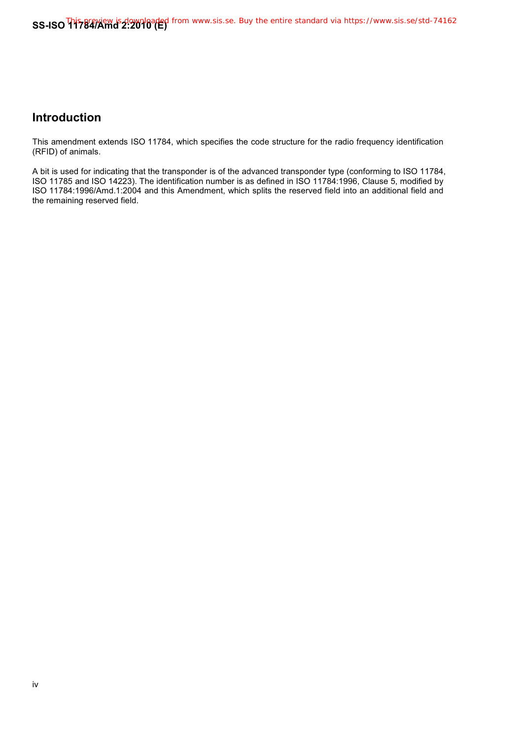## Introduction

This amendment extends ISO 11784, which specifies the code structure for the radio frequency identification (RFID) of animals.

A bit is used for indicating that the transponder is of the advanced transponder type (conforming to ISO 11784, ISO 11785 and ISO 14223). The identification number is as defined in ISO 11784:1996, Clause 5, modified by ISO 11784:1996/Amd.1:2004 and this Amendment, which splits the reserved field into an additional field and the remaining reserved field.